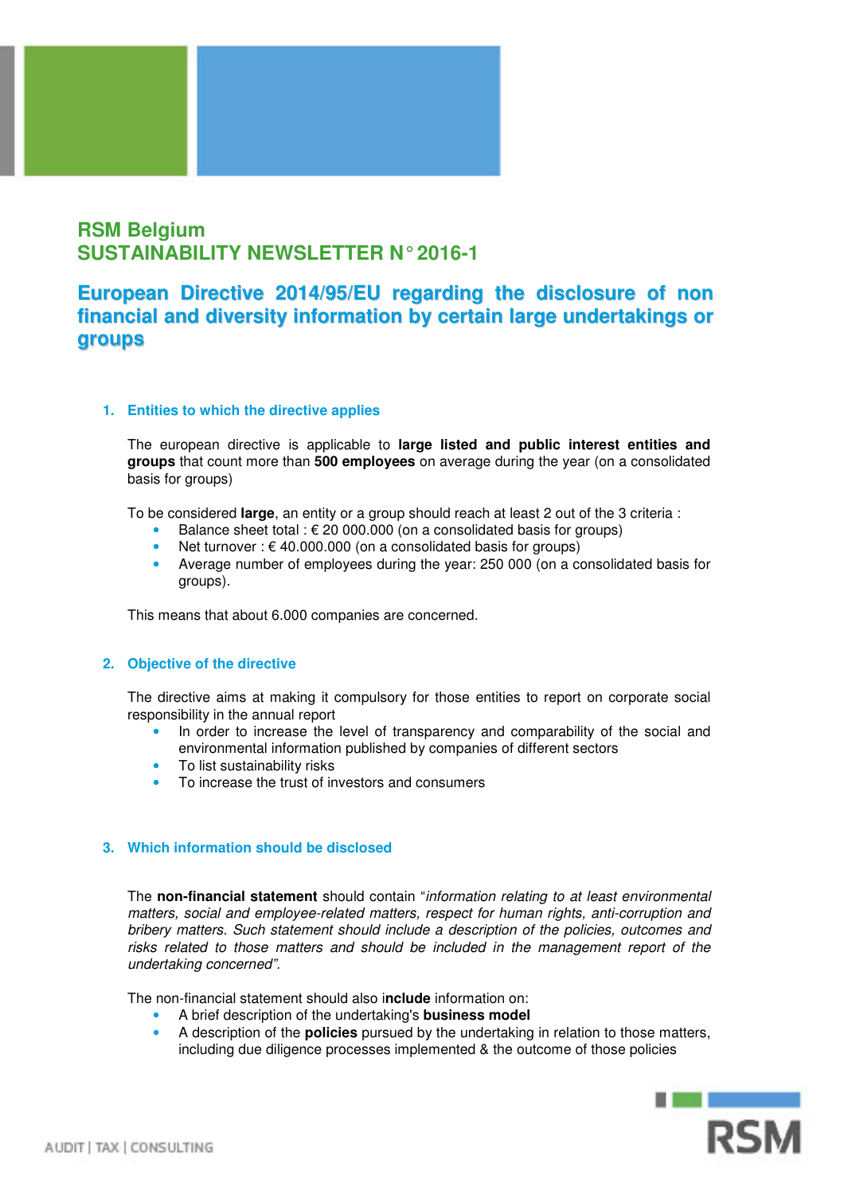# RSM Belgium
# SUSTAINABILITY NEWSLETTER N° 2016-1

## European Directive 2014/95/EU regarding the disclosure of non financial and diversity information by certain large undertakings or groups

### 1. Entities to which the directive applies

The european directive is applicable to **large listed and public interest entities and groups** that count more than **500 employees** on average during the year (on a consolidated basis for groups)

To be considered **large**, an entity or a group should reach at least 2 out of the 3 criteria :

- Balance sheet total : € 20 000.000 (on a consolidated basis for groups)
- Net turnover : € 40.000.000 (on a consolidated basis for groups)
- Average number of employees during the year: 250 000 (on a consolidated basis for groups).

This means that about 6.000 companies are concerned.

### 2. Objective of the directive

The directive aims at making it compulsory for those entities to report on corporate social responsibility in the annual report

- In order to increase the level of transparency and comparability of the social and environmental information published by companies of different sectors
- To list sustainability risks
- To increase the trust of investors and consumers

### 3. Which information should be disclosed

The **non-financial statement** should contain "*information relating to at least environmental matters, social and employee-related matters, respect for human rights, anti-corruption and bribery matters. Such statement should include a description of the policies, outcomes and risks related to those matters and should be included in the management report of the undertaking concerned*".

The non-financial statement should also i**nclude** information on:

- A brief description of the undertaking's **business model**
- A description of the **policies** pursued by the undertaking in relation to those matters, including due diligence processes implemented & the outcome of those policies

AUDIT | TAX | CONSULTING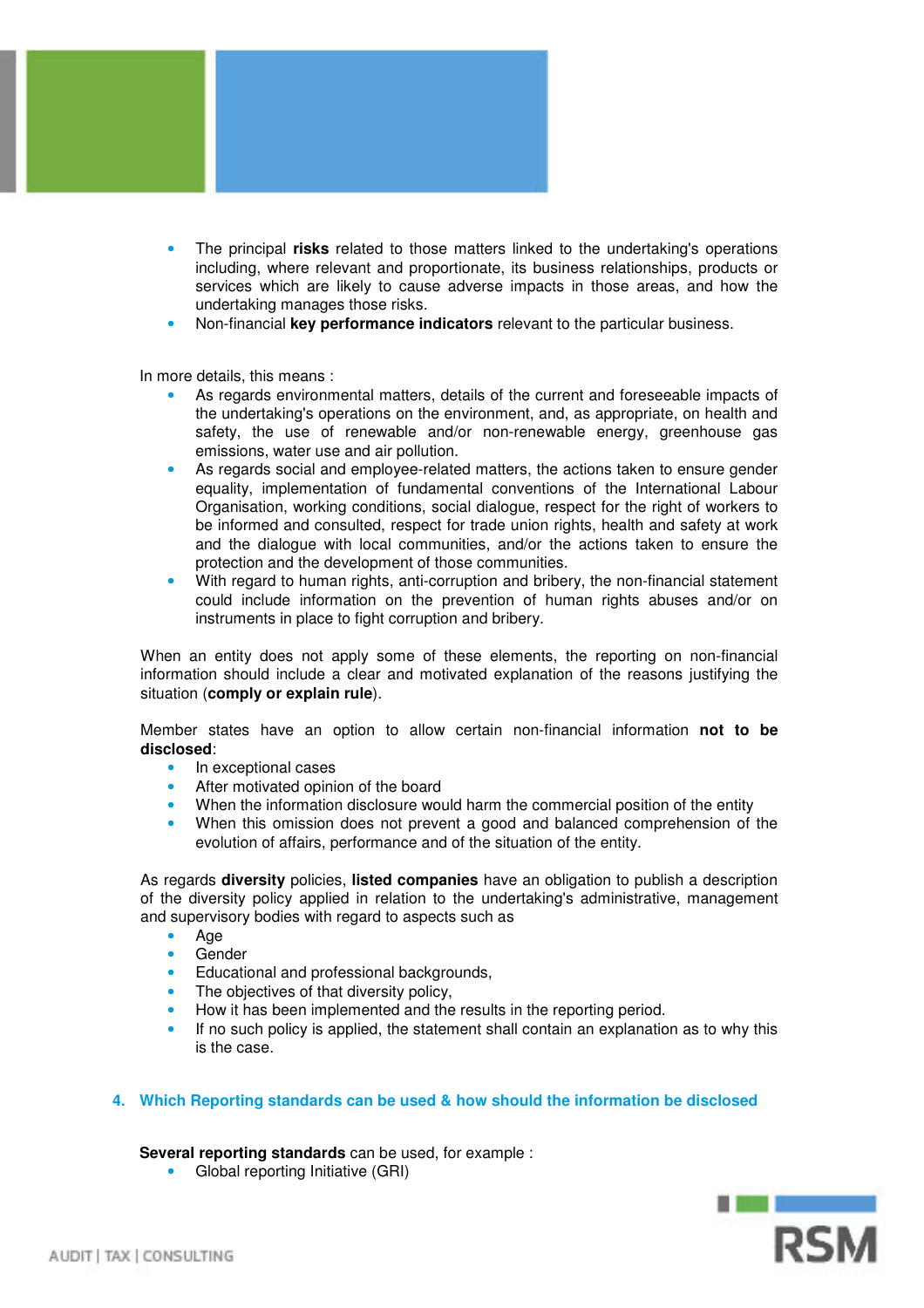- The principal **risks** related to those matters linked to the undertaking's operations including, where relevant and proportionate, its business relationships, products or services which are likely to cause adverse impacts in those areas, and how the undertaking manages those risks.
- Non-financial **key performance indicators** relevant to the particular business.

In more details, this means :

- As regards environmental matters, details of the current and foreseeable impacts of the undertaking's operations on the environment, and, as appropriate, on health and safety, the use of renewable and/or non-renewable energy, greenhouse gas emissions, water use and air pollution.
- As regards social and employee-related matters, the actions taken to ensure gender equality, implementation of fundamental conventions of the International Labour Organisation, working conditions, social dialogue, respect for the right of workers to be informed and consulted, respect for trade union rights, health and safety at work and the dialogue with local communities, and/or the actions taken to ensure the protection and the development of those communities.
- With regard to human rights, anti-corruption and bribery, the non-financial statement could include information on the prevention of human rights abuses and/or on instruments in place to fight corruption and bribery.

When an entity does not apply some of these elements, the reporting on non-financial information should include a clear and motivated explanation of the reasons justifying the situation (**comply or explain rule**).

Member states have an option to allow certain non-financial information **not to be disclosed**:

- In exceptional cases
- After motivated opinion of the board
- When the information disclosure would harm the commercial position of the entity
- When this omission does not prevent a good and balanced comprehension of the evolution of affairs, performance and of the situation of the entity.

As regards **diversity** policies, **listed companies** have an obligation to publish a description of the diversity policy applied in relation to the undertaking's administrative, management and supervisory bodies with regard to aspects such as

- Age
- Gender
- Educational and professional backgrounds,
- The objectives of that diversity policy,
- How it has been implemented and the results in the reporting period.
- If no such policy is applied, the statement shall contain an explanation as to why this is the case.

## 4. Which Reporting standards can be used & how should the information be disclosed

**Several reporting standards** can be used, for example :

- Global reporting Initiative (GRI)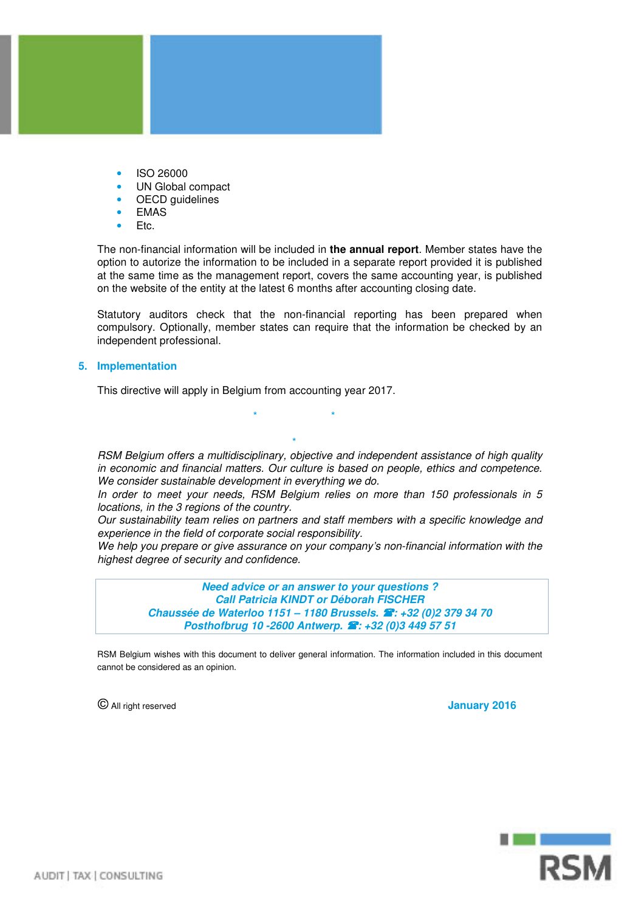- ISO 26000
- UN Global compact
- OECD guidelines
- EMAS
- Etc.

The non-financial information will be included in **the annual report**. Member states have the option to autorize the information to be included in a separate report provided it is published at the same time as the management report, covers the same accounting year, is published on the website of the entity at the latest 6 months after accounting closing date.

Statutory auditors check that the non-financial reporting has been prepared when compulsory. Optionally, member states can require that the information be checked by an independent professional.

## 5. Implementation

This directive will apply in Belgium from accounting year 2017.

\* \*

\*

*RSM Belgium offers a multidisciplinary, objective and independent assistance of high quality in economic and financial matters. Our culture is based on people, ethics and competence. We consider sustainable development in everything we do.*
*In order to meet your needs, RSM Belgium relies on more than 150 professionals in 5 locations, in the 3 regions of the country.*
*Our sustainability team relies on partners and staff members with a specific knowledge and experience in the field of corporate social responsibility.*
*We help you prepare or give assurance on your company's non-financial information with the highest degree of security and confidence.*

***Need advice or an answer to your questions ?***
***Call Patricia KINDT or Déborah FISCHER***
***Chaussée de Waterloo 1151 – 1180 Brussels. ☎: +32 (0)2 379 34 70***
***Posthofbrug 10 -2600 Antwerp. ☎: +32 (0)3 449 57 51***

RSM Belgium wishes with this document to deliver general information. The information included in this document cannot be considered as an opinion.

© All right reserved

**January 2016**

AUDIT | TAX | CONSULTING

RSM